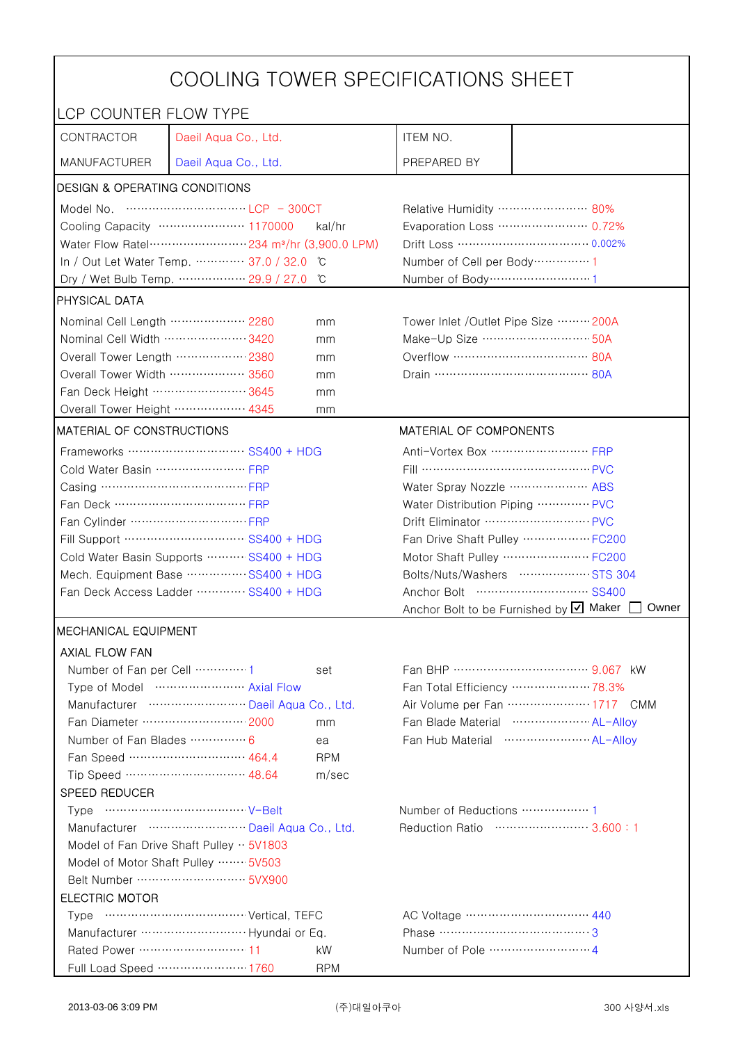# COOLING TOWER SPECIFICATIONS SHEET

## LCP COUNTER FLOW TYPE

| CONTRACTOR | Daeil Aqua Co., Ltd. | ITEM NO. | |
|---|---|---|---|
| MANUFACTURER | Daeil Aqua Co., Ltd. | PREPARED BY | |

## DESIGN & OPERATING CONDITIONS

| | | | | |
|---|---|---|---|---|
| Model No. | LCP – 300CT | | Relative Humidity | 80% |
| Cooling Capacity | 1170000 | kal/hr | Evaporation Loss | 0.72% |
| Water Flow Ratel | 234 m³/hr (3,900.0 LPM) | | Drift Loss | 0.002% |
| In / Out Let Water Temp. | 37.0 / 32.0 | ℃ | Number of Cell per Body | 1 |
| Dry / Wet Bulb Temp. | 29.9 / 27.0 | ℃ | Number of Body | 1 |

## PHYSICAL DATA

| | | | | |
|---|---|---|---|---|
| Nominal Cell Length | 2280 | mm | Tower Inlet /Outlet Pipe Size | 200A |
| Nominal Cell Width | 3420 | mm | Make-Up Size | 50A |
| Overall Tower Length | 2380 | mm | Overflow | 80A |
| Overall Tower Width | 3560 | mm | Drain | 80A |
| Fan Deck Height | 3645 | mm | | |
| Overall Tower Height | 4345 | mm | | |

## MATERIAL OF CONSTRUCTIONS / MATERIAL OF COMPONENTS

| MATERIAL OF CONSTRUCTIONS | | MATERIAL OF COMPONENTS | |
|---|---|---|---|
| Frameworks | SS400 + HDG | Anti-Vortex Box | FRP |
| Cold Water Basin | FRP | Fill | PVC |
| Casing | FRP | Water Spray Nozzle | ABS |
| Fan Deck | FRP | Water Distribution Piping | PVC |
| Fan Cylinder | FRP | Drift Eliminator | PVC |
| Fill Support | SS400 + HDG | Fan Drive Shaft Pulley | FC200 |
| Cold Water Basin Supports | SS400 + HDG | Motor Shaft Pulley | FC200 |
| Mech. Equipment Base | SS400 + HDG | Bolts/Nuts/Washers | STS 304 |
| Fan Deck Access Ladder | SS400 + HDG | Anchor Bolt | SS400 |
| | | Anchor Bolt to be Furnished by | ☑ Maker ☐ Owner |

## MECHANICAL EQUIPMENT

### AXIAL FLOW FAN

| | | | | | |
|---|---|---|---|---|---|
| Number of Fan per Cell | 1 | set | Fan BHP | 9.067 | kW |
| Type of Model | Axial Flow | | Fan Total Efficiency | 78.3% | |
| Manufacturer | Daeil Aqua Co., Ltd. | | Air Volume per Fan | 1717 | CMM |
| Fan Diameter | 2000 | mm | Fan Blade Material | AL-Alloy | |
| Number of Fan Blades | 6 | ea | Fan Hub Material | AL-Alloy | |
| Fan Speed | 464.4 | RPM | | | |
| Tip Speed | 48.64 | m/sec | | | |

### SPEED REDUCER

| | | | |
|---|---|---|---|
| Type | V-Belt | Number of Reductions | 1 |
| Manufacturer | Daeil Aqua Co., Ltd. | Reduction Ratio | 3.600 : 1 |
| Model of Fan Drive Shaft Pulley | 5V1803 | | |
| Model of Motor Shaft Pulley | 5V503 | | |
| Belt Number | 5VX900 | | |

### ELECTRIC MOTOR

| | | | | |
|---|---|---|---|---|
| Type | Vertical, TEFC | | AC Voltage | 440 |
| Manufacturer | Hyundai or Eq. | | Phase | 3 |
| Rated Power | 11 | kW | Number of Pole | 4 |
| Full Load Speed | 1760 | RPM | | |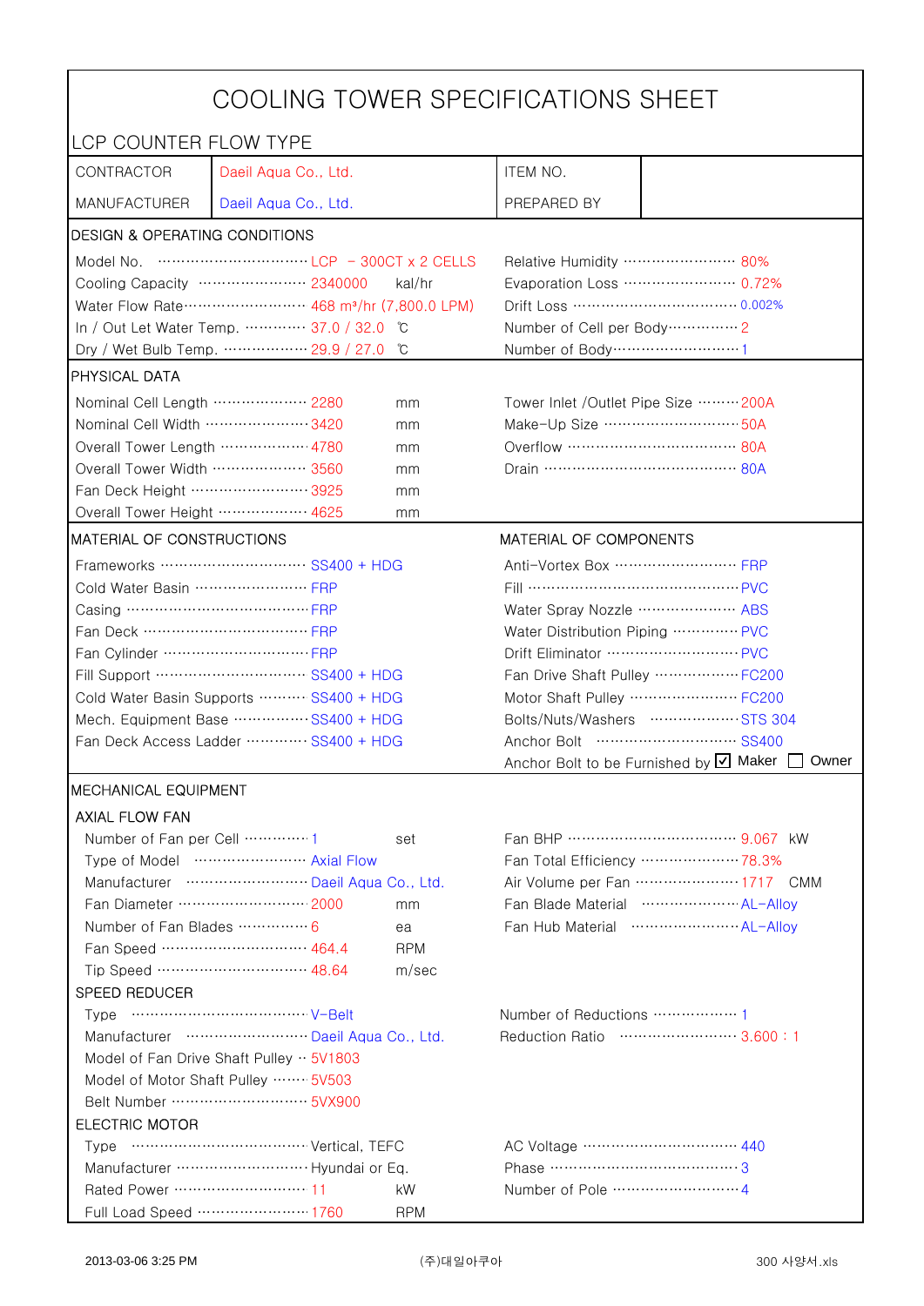# COOLING TOWER SPECIFICATIONS SHEET

## LCP COUNTER FLOW TYPE

| | | | |
|---|---|---|---|
| CONTRACTOR | Daeil Aqua Co., Ltd. | ITEM NO. | |
| MANUFACTURER | Daeil Aqua Co., Ltd. | PREPARED BY | |

### DESIGN & OPERATING CONDITIONS

| | | | | |
|---|---|---|---|---|
| Model No. | LCP - 300CT x 2 CELLS | | Relative Humidity | 80% |
| Cooling Capacity | 2340000 | kal/hr | Evaporation Loss | 0.72% |
| Water Flow Rate | 468 m³/hr (7,800.0 LPM) | | Drift Loss | 0.002% |
| In / Out Let Water Temp. | 37.0 / 32.0 | ℃ | Number of Cell per Body | 2 |
| Dry / Wet Bulb Temp. | 29.9 / 27.0 | ℃ | Number of Body | 1 |

### PHYSICAL DATA

| | | | | |
|---|---|---|---|---|
| Nominal Cell Length | 2280 | mm | Tower Inlet /Outlet Pipe Size | 200A |
| Nominal Cell Width | 3420 | mm | Make-Up Size | 50A |
| Overall Tower Length | 4780 | mm | Overflow | 80A |
| Overall Tower Width | 3560 | mm | Drain | 80A |
| Fan Deck Height | 3925 | mm | | |
| Overall Tower Height | 4625 | mm | | |

### MATERIAL OF CONSTRUCTIONS / MATERIAL OF COMPONENTS

| MATERIAL OF CONSTRUCTIONS | | MATERIAL OF COMPONENTS | |
|---|---|---|---|
| Frameworks | SS400 + HDG | Anti-Vortex Box | FRP |
| Cold Water Basin | FRP | Fill | PVC |
| Casing | FRP | Water Spray Nozzle | ABS |
| Fan Deck | FRP | Water Distribution Piping | PVC |
| Fan Cylinder | FRP | Drift Eliminator | PVC |
| Fill Support | SS400 + HDG | Fan Drive Shaft Pulley | FC200 |
| Cold Water Basin Supports | SS400 + HDG | Motor Shaft Pulley | FC200 |
| Mech. Equipment Base | SS400 + HDG | Bolts/Nuts/Washers | STS 304 |
| Fan Deck Access Ladder | SS400 + HDG | Anchor Bolt | SS400 |
| | | Anchor Bolt to be Furnished by | ☑ Maker ☐ Owner |

### MECHANICAL EQUIPMENT

#### AXIAL FLOW FAN

| | | | | | |
|---|---|---|---|---|---|
| Number of Fan per Cell | 1 | set | Fan BHP | 9.067 | kW |
| Type of Model | Axial Flow | | Fan Total Efficiency | 78.3% | |
| Manufacturer | Daeil Aqua Co., Ltd. | | Air Volume per Fan | 1717 | CMM |
| Fan Diameter | 2000 | mm | Fan Blade Material | AL-Alloy | |
| Number of Fan Blades | 6 | ea | Fan Hub Material | AL-Alloy | |
| Fan Speed | 464.4 | RPM | | | |
| Tip Speed | 48.64 | m/sec | | | |

#### SPEED REDUCER

| | | | |
|---|---|---|---|
| Type | V-Belt | Number of Reductions | 1 |
| Manufacturer | Daeil Aqua Co., Ltd. | Reduction Ratio | 3.600 : 1 |
| Model of Fan Drive Shaft Pulley | 5V1803 | | |
| Model of Motor Shaft Pulley | 5V503 | | |
| Belt Number | 5VX900 | | |

#### ELECTRIC MOTOR

| | | | | |
|---|---|---|---|---|
| Type | Vertical, TEFC | | AC Voltage | 440 |
| Manufacturer | Hyundai or Eq. | | Phase | 3 |
| Rated Power | 11 | kW | Number of Pole | 4 |
| Full Load Speed | 1760 | RPM | | |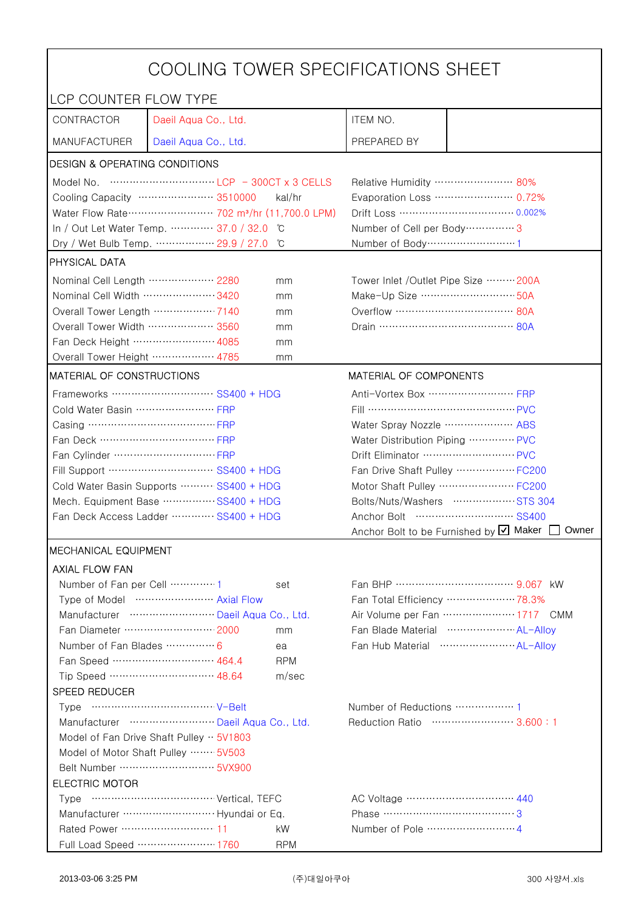# COOLING TOWER SPECIFICATIONS SHEET

LCP COUNTER FLOW TYPE

| CONTRACTOR | Daeil Aqua Co., Ltd. | ITEM NO. | |
|---|---|---|---|
| MANUFACTURER | Daeil Aqua Co., Ltd. | PREPARED BY | |

## DESIGN & OPERATING CONDITIONS

| | | | | |
|---|---|---|---|---|
| Model No. | LCP – 300CT x 3 CELLS | | Relative Humidity | 80% |
| Cooling Capacity | 3510000 | kal/hr | Evaporation Loss | 0.72% |
| Water Flow Rate | 702 m³/hr (11,700.0 LPM) | | Drift Loss | 0.002% |
| In / Out Let Water Temp. | 37.0 / 32.0 | ℃ | Number of Cell per Body | 3 |
| Dry / Wet Bulb Temp. | 29.9 / 27.0 | ℃ | Number of Body | 1 |

## PHYSICAL DATA

| | | | | |
|---|---|---|---|---|
| Nominal Cell Length | 2280 | mm | Tower Inlet /Outlet Pipe Size | 200A |
| Nominal Cell Width | 3420 | mm | Make-Up Size | 50A |
| Overall Tower Length | 7140 | mm | Overflow | 80A |
| Overall Tower Width | 3560 | mm | Drain | 80A |
| Fan Deck Height | 4085 | mm | | |
| Overall Tower Height | 4785 | mm | | |

## MATERIAL OF CONSTRUCTIONS / MATERIAL OF COMPONENTS

| MATERIAL OF CONSTRUCTIONS | | MATERIAL OF COMPONENTS | |
|---|---|---|---|
| Frameworks | SS400 + HDG | Anti-Vortex Box | FRP |
| Cold Water Basin | FRP | Fill | PVC |
| Casing | FRP | Water Spray Nozzle | ABS |
| Fan Deck | FRP | Water Distribution Piping | PVC |
| Fan Cylinder | FRP | Drift Eliminator | PVC |
| Fill Support | SS400 + HDG | Fan Drive Shaft Pulley | FC200 |
| Cold Water Basin Supports | SS400 + HDG | Motor Shaft Pulley | FC200 |
| Mech. Equipment Base | SS400 + HDG | Bolts/Nuts/Washers | STS 304 |
| Fan Deck Access Ladder | SS400 + HDG | Anchor Bolt | SS400 |
| | | Anchor Bolt to be Furnished by | ☑ Maker ☐ Owner |

## MECHANICAL EQUIPMENT

### AXIAL FLOW FAN

| | | | | | |
|---|---|---|---|---|---|
| Number of Fan per Cell | 1 | set | Fan BHP | 9.067 | kW |
| Type of Model | Axial Flow | | Fan Total Efficiency | 78.3% | |
| Manufacturer | Daeil Aqua Co., Ltd. | | Air Volume per Fan | 1717 | CMM |
| Fan Diameter | 2000 | mm | Fan Blade Material | AL-Alloy | |
| Number of Fan Blades | 6 | ea | Fan Hub Material | AL-Alloy | |
| Fan Speed | 464.4 | RPM | | | |
| Tip Speed | 48.64 | m/sec | | | |

### SPEED REDUCER

| | | | |
|---|---|---|---|
| Type | V-Belt | Number of Reductions | 1 |
| Manufacturer | Daeil Aqua Co., Ltd. | Reduction Ratio | 3.600 : 1 |
| Model of Fan Drive Shaft Pulley | 5V1803 | | |
| Model of Motor Shaft Pulley | 5V503 | | |
| Belt Number | 5VX900 | | |

### ELECTRIC MOTOR

| | | | | |
|---|---|---|---|---|
| Type | Vertical, TEFC | | AC Voltage | 440 |
| Manufacturer | Hyundai or Eq. | | Phase | 3 |
| Rated Power | 11 | kW | Number of Pole | 4 |
| Full Load Speed | 1760 | RPM | | |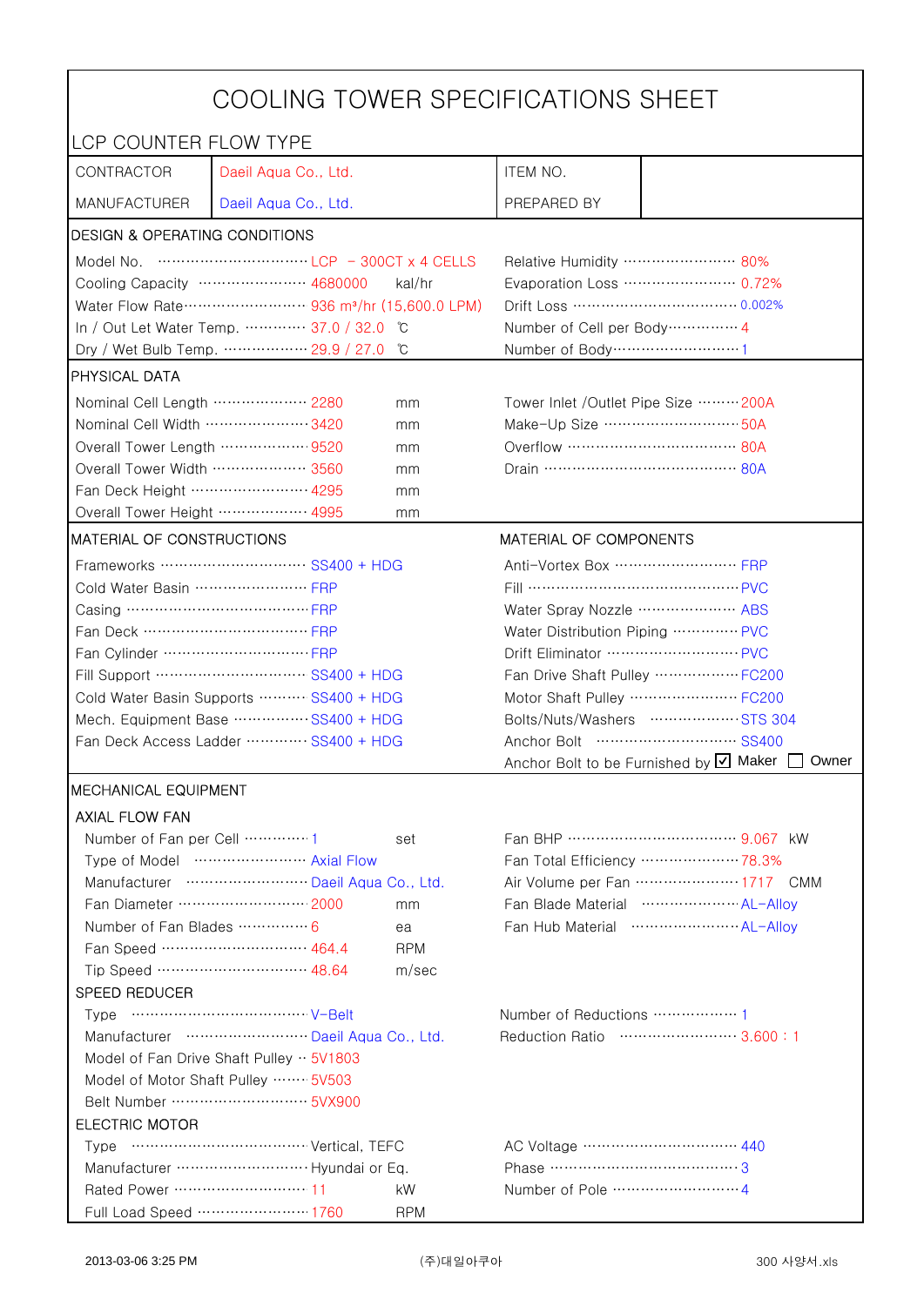# COOLING TOWER SPECIFICATIONS SHEET

## LCP COUNTER FLOW TYPE

| CONTRACTOR | Daeil Aqua Co., Ltd. | ITEM NO. | |
|---|---|---|---|
| MANUFACTURER | Daeil Aqua Co., Ltd. | PREPARED BY | |

### DESIGN & OPERATING CONDITIONS

| | | | | |
|---|---|---|---|---|
| Model No. | LCP - 300CT x 4 CELLS | | Relative Humidity | 80% |
| Cooling Capacity | 4680000 | kal/hr | Evaporation Loss | 0.72% |
| Water Flow Rate | 936 m³/hr (15,600.0 LPM) | | Drift Loss | 0.002% |
| In / Out Let Water Temp. | 37.0 / 32.0 | ℃ | Number of Cell per Body | 4 |
| Dry / Wet Bulb Temp. | 29.9 / 27.0 | ℃ | Number of Body | 1 |

### PHYSICAL DATA

| | | | | |
|---|---|---|---|---|
| Nominal Cell Length | 2280 | mm | Tower Inlet /Outlet Pipe Size | 200A |
| Nominal Cell Width | 3420 | mm | Make-Up Size | 50A |
| Overall Tower Length | 9520 | mm | Overflow | 80A |
| Overall Tower Width | 3560 | mm | Drain | 80A |
| Fan Deck Height | 4295 | mm | | |
| Overall Tower Height | 4995 | mm | | |

### MATERIAL OF CONSTRUCTIONS / MATERIAL OF COMPONENTS

| MATERIAL OF CONSTRUCTIONS | | MATERIAL OF COMPONENTS | |
|---|---|---|---|
| Frameworks | SS400 + HDG | Anti-Vortex Box | FRP |
| Cold Water Basin | FRP | Fill | PVC |
| Casing | FRP | Water Spray Nozzle | ABS |
| Fan Deck | FRP | Water Distribution Piping | PVC |
| Fan Cylinder | FRP | Drift Eliminator | PVC |
| Fill Support | SS400 + HDG | Fan Drive Shaft Pulley | FC200 |
| Cold Water Basin Supports | SS400 + HDG | Motor Shaft Pulley | FC200 |
| Mech. Equipment Base | SS400 + HDG | Bolts/Nuts/Washers | STS 304 |
| Fan Deck Access Ladder | SS400 + HDG | Anchor Bolt | SS400 |
| | | Anchor Bolt to be Furnished by | ☑ Maker ☐ Owner |

### MECHANICAL EQUIPMENT

#### AXIAL FLOW FAN

| | | | | |
|---|---|---|---|---|
| Number of Fan per Cell | 1 | set | Fan BHP | 9.067 kW |
| Type of Model | Axial Flow | | Fan Total Efficiency | 78.3% |
| Manufacturer | Daeil Aqua Co., Ltd. | | Air Volume per Fan | 1717 CMM |
| Fan Diameter | 2000 | mm | Fan Blade Material | AL-Alloy |
| Number of Fan Blades | 6 | ea | Fan Hub Material | AL-Alloy |
| Fan Speed | 464.4 | RPM | | |
| Tip Speed | 48.64 | m/sec | | |

#### SPEED REDUCER

| | | | |
|---|---|---|---|
| Type | V-Belt | Number of Reductions | 1 |
| Manufacturer | Daeil Aqua Co., Ltd. | Reduction Ratio | 3.600 : 1 |
| Model of Fan Drive Shaft Pulley | 5V1803 | | |
| Model of Motor Shaft Pulley | 5V503 | | |
| Belt Number | 5VX900 | | |

#### ELECTRIC MOTOR

| | | | | |
|---|---|---|---|---|
| Type | Vertical, TEFC | | AC Voltage | 440 |
| Manufacturer | Hyundai or Eq. | | Phase | 3 |
| Rated Power | 11 | kW | Number of Pole | 4 |
| Full Load Speed | 1760 | RPM | | |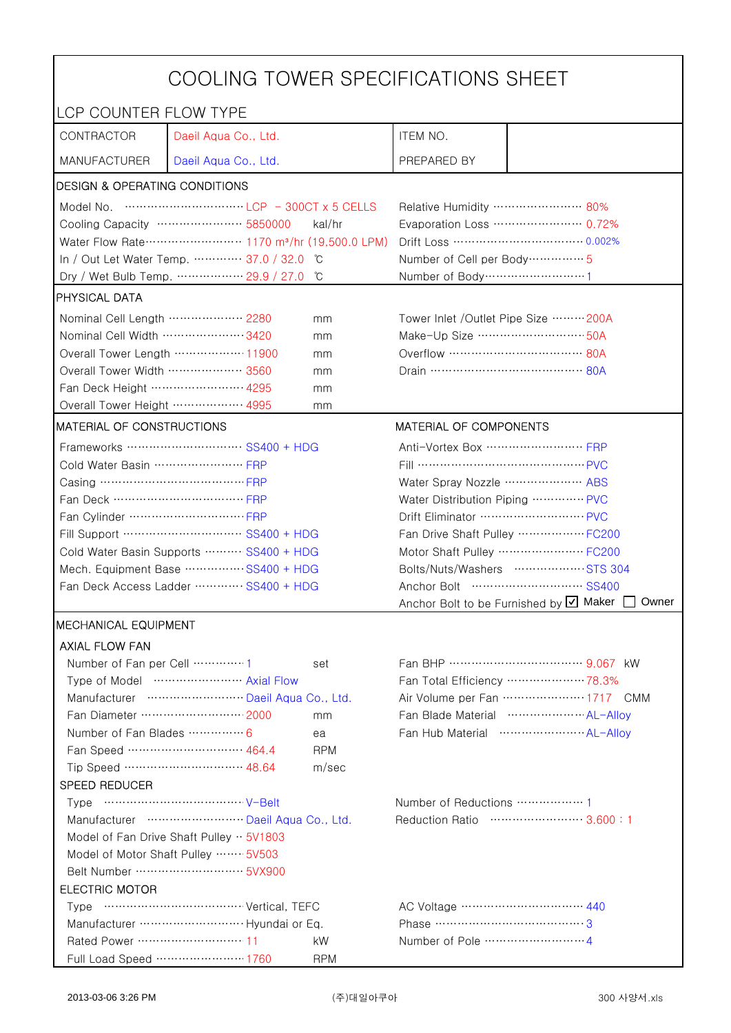# COOLING TOWER SPECIFICATIONS SHEET

## LCP COUNTER FLOW TYPE

| | | | |
|---|---|---|---|
| CONTRACTOR | Daeil Aqua Co., Ltd. | ITEM NO. | |
| MANUFACTURER | Daeil Aqua Co., Ltd. | PREPARED BY | |

### DESIGN & OPERATING CONDITIONS

| | | | |
|---|---|---|---|
| Model No. | LCP – 300CT x 5 CELLS | Relative Humidity | 80% |
| Cooling Capacity | 5850000 kal/hr | Evaporation Loss | 0.72% |
| Water Flow Rate | 1170 m³/hr (19,500.0 LPM) | Drift Loss | 0.002% |
| In / Out Let Water Temp. | 37.0 / 32.0 ℃ | Number of Cell per Body | 5 |
| Dry / Wet Bulb Temp. | 29.9 / 27.0 ℃ | Number of Body | 1 |

### PHYSICAL DATA

| | | | |
|---|---|---|---|
| Nominal Cell Length | 2280 mm | Tower Inlet /Outlet Pipe Size | 200A |
| Nominal Cell Width | 3420 mm | Make-Up Size | 50A |
| Overall Tower Length | 11900 mm | Overflow | 80A |
| Overall Tower Width | 3560 mm | Drain | 80A |
| Fan Deck Height | 4295 mm | | |
| Overall Tower Height | 4995 mm | | |

### MATERIAL OF CONSTRUCTIONS / MATERIAL OF COMPONENTS

| | | | |
|---|---|---|---|
| Frameworks | SS400 + HDG | Anti-Vortex Box | FRP |
| Cold Water Basin | FRP | Fill | PVC |
| Casing | FRP | Water Spray Nozzle | ABS |
| Fan Deck | FRP | Water Distribution Piping | PVC |
| Fan Cylinder | FRP | Drift Eliminator | PVC |
| Fill Support | SS400 + HDG | Fan Drive Shaft Pulley | FC200 |
| Cold Water Basin Supports | SS400 + HDG | Motor Shaft Pulley | FC200 |
| Mech. Equipment Base | SS400 + HDG | Bolts/Nuts/Washers | STS 304 |
| Fan Deck Access Ladder | SS400 + HDG | Anchor Bolt | SS400 |
| | | Anchor Bolt to be Furnished by | ☑ Maker ☐ Owner |

### MECHANICAL EQUIPMENT

#### AXIAL FLOW FAN

| | | | |
|---|---|---|---|
| Number of Fan per Cell | 1 set | Fan BHP | 9.067 kW |
| Type of Model | Axial Flow | Fan Total Efficiency | 78.3% |
| Manufacturer | Daeil Aqua Co., Ltd. | Air Volume per Fan | 1717 CMM |
| Fan Diameter | 2000 mm | Fan Blade Material | AL-Alloy |
| Number of Fan Blades | 6 ea | Fan Hub Material | AL-Alloy |
| Fan Speed | 464.4 RPM | | |
| Tip Speed | 48.64 m/sec | | |

#### SPEED REDUCER

| | | | |
|---|---|---|---|
| Type | V-Belt | Number of Reductions | 1 |
| Manufacturer | Daeil Aqua Co., Ltd. | Reduction Ratio | 3.600 : 1 |
| Model of Fan Drive Shaft Pulley | 5V1803 | | |
| Model of Motor Shaft Pulley | 5V503 | | |
| Belt Number | 5VX900 | | |

#### ELECTRIC MOTOR

| | | | |
|---|---|---|---|
| Type | Vertical, TEFC | AC Voltage | 440 |
| Manufacturer | Hyundai or Eq. | Phase | 3 |
| Rated Power | 11 kW | Number of Pole | 4 |
| Full Load Speed | 1760 RPM | | |

2013-03-06 3:26 PM (주)대일아쿠아 300 사양서.xls